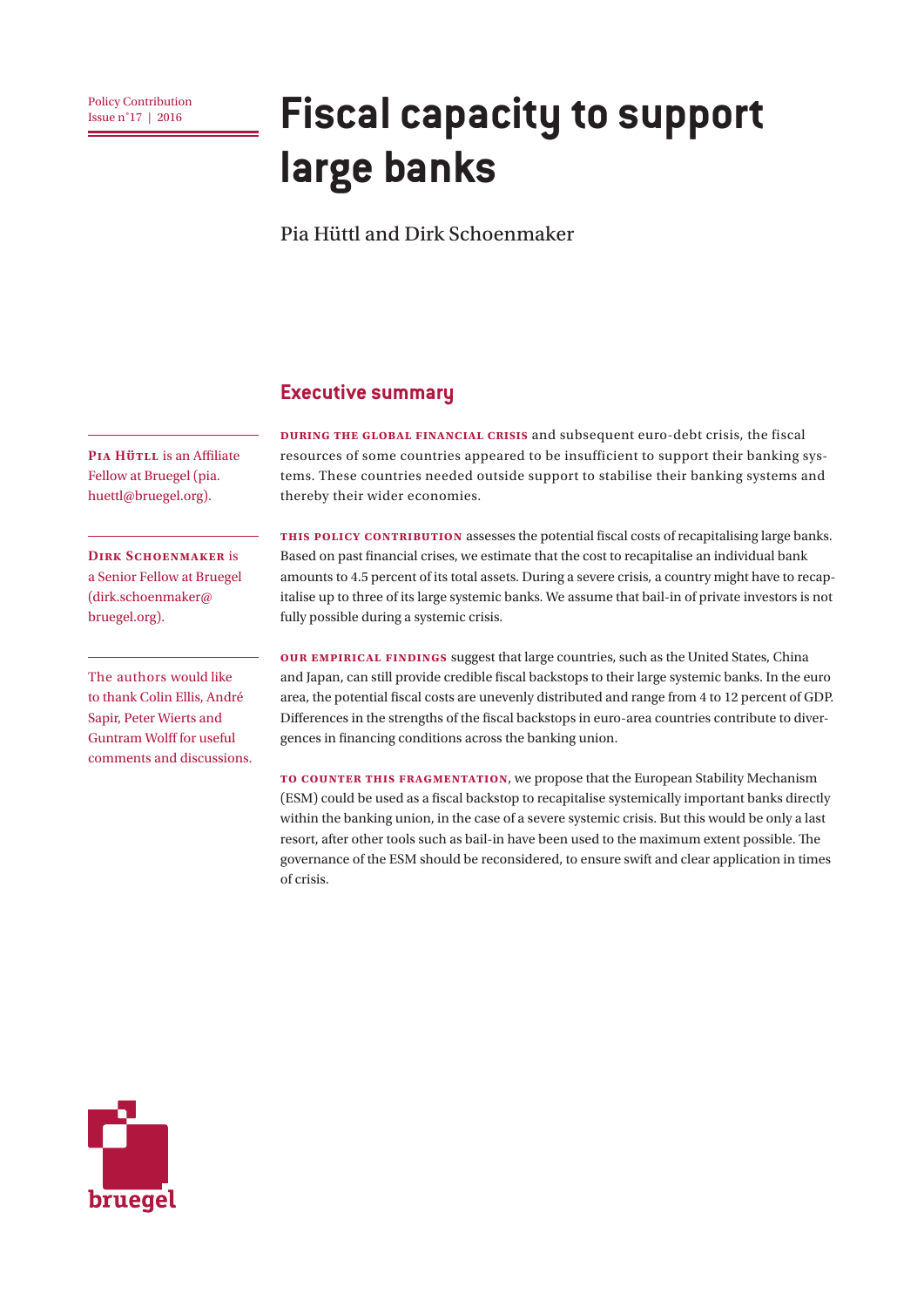Policy Contribution
Issue n˚17 | 2016

# Fiscal capacity to support large banks

Pia Hüttl and Dirk Schoenmaker

**Pia Hüttl** is an Affiliate Fellow at Bruegel (pia.huettl@bruegel.org).

**Dirk Schoenmaker** is a Senior Fellow at Bruegel (dirk.schoenmaker@bruegel.org).

The authors would like to thank Colin Ellis, André Sapir, Peter Wierts and Guntram Wolff for useful comments and discussions.

## Executive summary

**During the global financial crisis** and subsequent euro-debt crisis, the fiscal resources of some countries appeared to be insufficient to support their banking systems. These countries needed outside support to stabilise their banking systems and thereby their wider economies.

**This policy contribution** assesses the potential fiscal costs of recapitalising large banks. Based on past financial crises, we estimate that the cost to recapitalise an individual bank amounts to 4.5 percent of its total assets. During a severe crisis, a country might have to recapitalise up to three of its large systemic banks. We assume that bail-in of private investors is not fully possible during a systemic crisis.

**Our empirical findings** suggest that large countries, such as the United States, China and Japan, can still provide credible fiscal backstops to their large systemic banks. In the euro area, the potential fiscal costs are unevenly distributed and range from 4 to 12 percent of GDP. Differences in the strengths of the fiscal backstops in euro-area countries contribute to divergences in financing conditions across the banking union.

**To counter this fragmentation**, we propose that the European Stability Mechanism (ESM) could be used as a fiscal backstop to recapitalise systemically important banks directly within the banking union, in the case of a severe systemic crisis. But this would be only a last resort, after other tools such as bail-in have been used to the maximum extent possible. The governance of the ESM should be reconsidered, to ensure swift and clear application in times of crisis.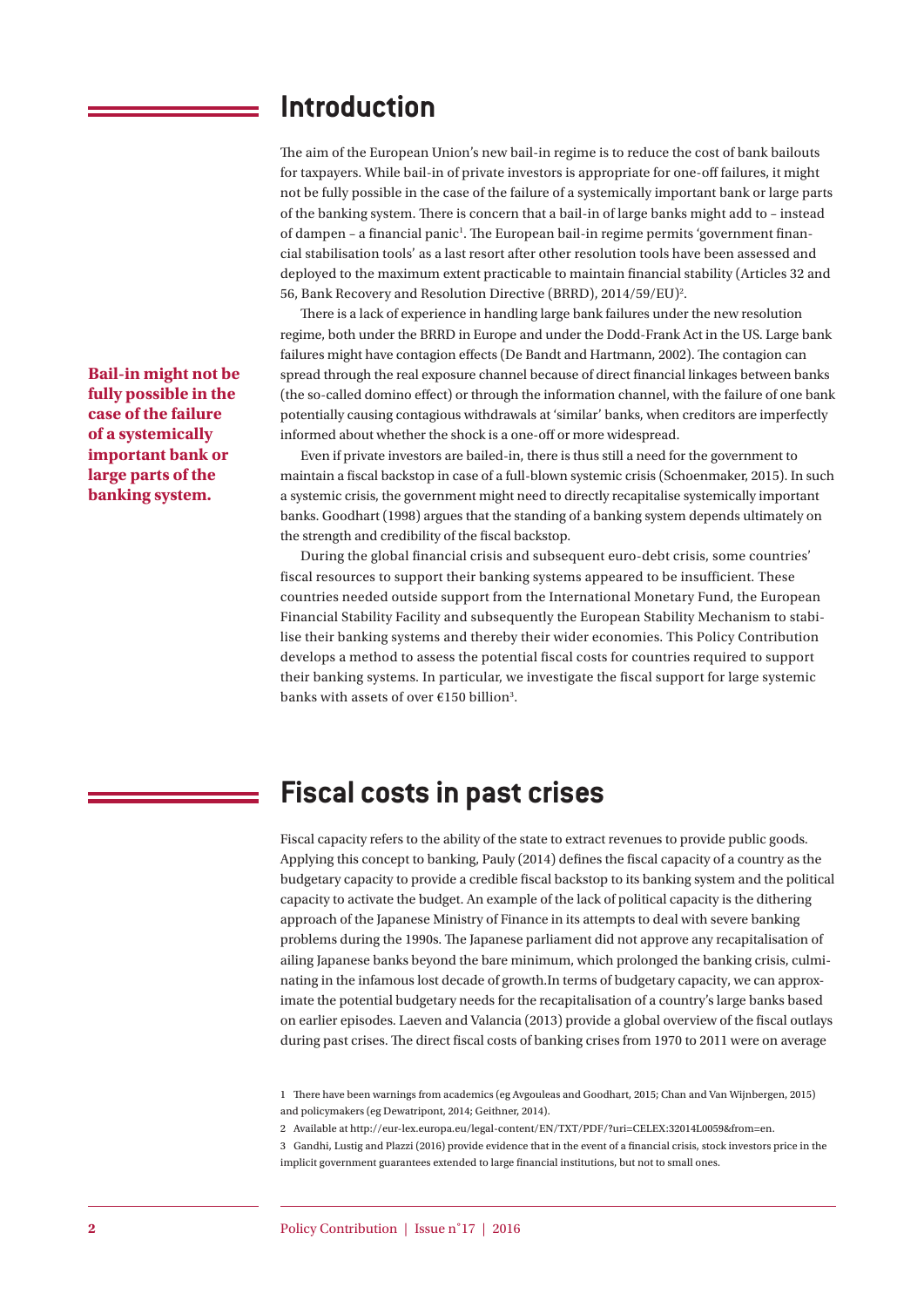## Introduction

The aim of the European Union's new bail-in regime is to reduce the cost of bank bailouts for taxpayers. While bail-in of private investors is appropriate for one-off failures, it might not be fully possible in the case of the failure of a systemically important bank or large parts of the banking system. There is concern that a bail-in of large banks might add to – instead of dampen – a financial panic[1]. The European bail-in regime permits 'government financial stabilisation tools' as a last resort after other resolution tools have been assessed and deployed to the maximum extent practicable to maintain financial stability (Articles 32 and 56, Bank Recovery and Resolution Directive (BRRD), 2014/59/EU)[2].

There is a lack of experience in handling large bank failures under the new resolution regime, both under the BRRD in Europe and under the Dodd-Frank Act in the US. Large bank failures might have contagion effects (De Bandt and Hartmann, 2002). The contagion can spread through the real exposure channel because of direct financial linkages between banks (the so-called domino effect) or through the information channel, with the failure of one bank potentially causing contagious withdrawals at 'similar' banks, when creditors are imperfectly informed about whether the shock is a one-off or more widespread.

**Bail-in might not be fully possible in the case of the failure of a systemically important bank or large parts of the banking system.**

Even if private investors are bailed-in, there is thus still a need for the government to maintain a fiscal backstop in case of a full-blown systemic crisis (Schoenmaker, 2015). In such a systemic crisis, the government might need to directly recapitalise systemically important banks. Goodhart (1998) argues that the standing of a banking system depends ultimately on the strength and credibility of the fiscal backstop.

During the global financial crisis and subsequent euro-debt crisis, some countries' fiscal resources to support their banking systems appeared to be insufficient. These countries needed outside support from the International Monetary Fund, the European Financial Stability Facility and subsequently the European Stability Mechanism to stabilise their banking systems and thereby their wider economies. This Policy Contribution develops a method to assess the potential fiscal costs for countries required to support their banking systems. In particular, we investigate the fiscal support for large systemic banks with assets of over €150 billion[3].

## Fiscal costs in past crises

Fiscal capacity refers to the ability of the state to extract revenues to provide public goods. Applying this concept to banking, Pauly (2014) defines the fiscal capacity of a country as the budgetary capacity to provide a credible fiscal backstop to its banking system and the political capacity to activate the budget. An example of the lack of political capacity is the dithering approach of the Japanese Ministry of Finance in its attempts to deal with severe banking problems during the 1990s. The Japanese parliament did not approve any recapitalisation of ailing Japanese banks beyond the bare minimum, which prolonged the banking crisis, culminating in the infamous lost decade of growth.In terms of budgetary capacity, we can approximate the potential budgetary needs for the recapitalisation of a country's large banks based on earlier episodes. Laeven and Valancia (2013) provide a global overview of the fiscal outlays during past crises. The direct fiscal costs of banking crises from 1970 to 2011 were on average

1 There have been warnings from academics (eg Avgouleas and Goodhart, 2015; Chan and Van Wijnbergen, 2015) and policymakers (eg Dewatripont, 2014; Geithner, 2014).

2 Available at http://eur-lex.europa.eu/legal-content/EN/TXT/PDF/?uri=CELEX:32014L0059&from=en.

3 Gandhi, Lustig and Plazzi (2016) provide evidence that in the event of a financial crisis, stock investors price in the implicit government guarantees extended to large financial institutions, but not to small ones.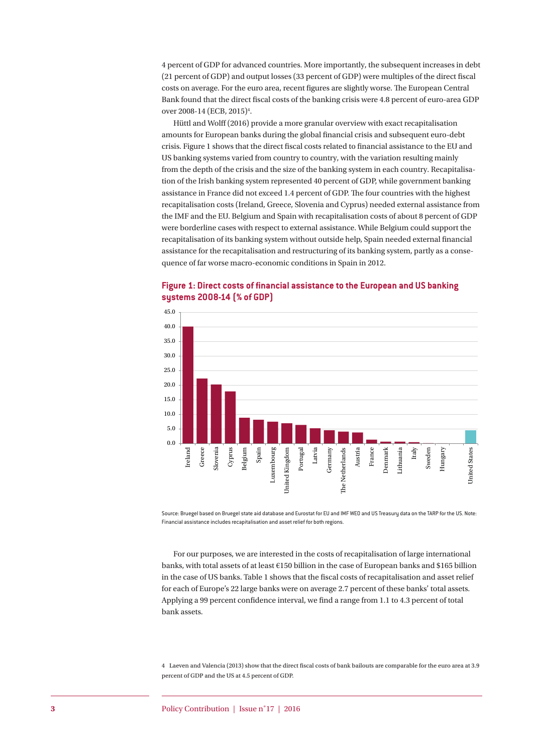4 percent of GDP for advanced countries. More importantly, the subsequent increases in debt (21 percent of GDP) and output losses (33 percent of GDP) were multiples of the direct fiscal costs on average. For the euro area, recent figures are slightly worse. The European Central Bank found that the direct fiscal costs of the banking crisis were 4.8 percent of euro-area GDP over 2008-14 (ECB, 2015)[4].

Hüttl and Wolff (2016) provide a more granular overview with exact recapitalisation amounts for European banks during the global financial crisis and subsequent euro-debt crisis. Figure 1 shows that the direct fiscal costs related to financial assistance to the EU and US banking systems varied from country to country, with the variation resulting mainly from the depth of the crisis and the size of the banking system in each country. Recapitalisation of the Irish banking system represented 40 percent of GDP, while government banking assistance in France did not exceed 1.4 percent of GDP. The four countries with the highest recapitalisation costs (Ireland, Greece, Slovenia and Cyprus) needed external assistance from the IMF and the EU. Belgium and Spain with recapitalisation costs of about 8 percent of GDP were borderline cases with respect to external assistance. While Belgium could support the recapitalisation of its banking system without outside help, Spain needed external financial assistance for the recapitalisation and restructuring of its banking system, partly as a consequence of far worse macro-economic conditions in Spain in 2012.

**Figure 1: Direct costs of financial assistance to the European and US banking systems 2008-14 (% of GDP)**

Source: Bruegel based on Bruegel state aid database and Eurostat for EU and IMF WEO and US Treasury data on the TARP for the US. Note: Financial assistance includes recapitalisation and asset relief for both regions.

For our purposes, we are interested in the costs of recapitalisation of large international banks, with total assets of at least €150 billion in the case of European banks and $165 billion in the case of US banks. Table 1 shows that the fiscal costs of recapitalisation and asset relief for each of Europe's 22 large banks were on average 2.7 percent of these banks' total assets. Applying a 99 percent confidence interval, we find a range from 1.1 to 4.3 percent of total bank assets.

4 Laeven and Valencia (2013) show that the direct fiscal costs of bank bailouts are comparable for the euro area at 3.9 percent of GDP and the US at 4.5 percent of GDP.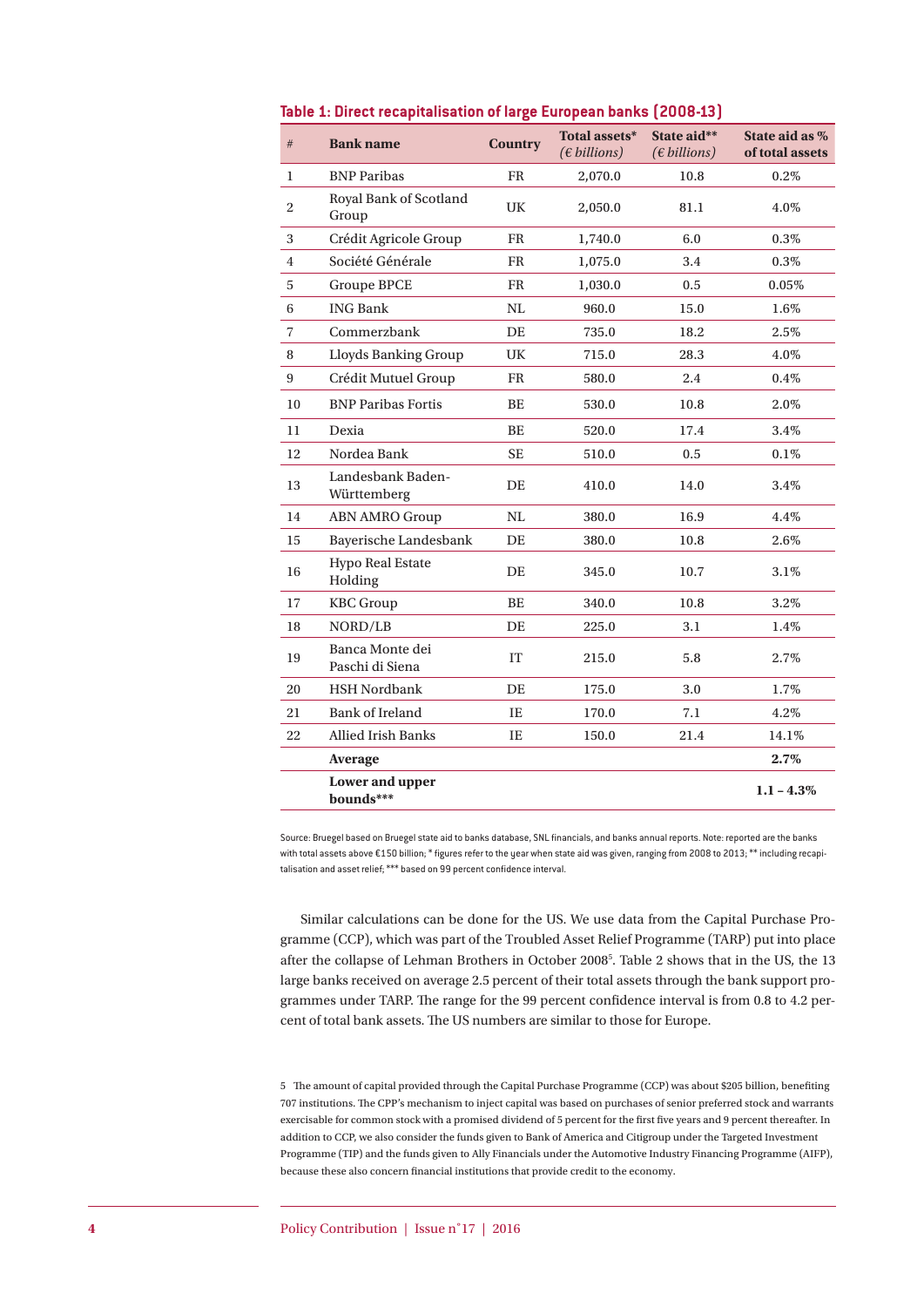**Table 1: Direct recapitalisation of large European banks (2008-13)**

| # | Bank name | Country | Total assets* (€ billions) | State aid** (€ billions) | State aid as % of total assets |
|---|---|---|---|---|---|
| 1 | BNP Paribas | FR | 2,070.0 | 10.8 | 0.2% |
| 2 | Royal Bank of Scotland Group | UK | 2,050.0 | 81.1 | 4.0% |
| 3 | Crédit Agricole Group | FR | 1,740.0 | 6.0 | 0.3% |
| 4 | Société Générale | FR | 1,075.0 | 3.4 | 0.3% |
| 5 | Groupe BPCE | FR | 1,030.0 | 0.5 | 0.05% |
| 6 | ING Bank | NL | 960.0 | 15.0 | 1.6% |
| 7 | Commerzbank | DE | 735.0 | 18.2 | 2.5% |
| 8 | Lloyds Banking Group | UK | 715.0 | 28.3 | 4.0% |
| 9 | Crédit Mutuel Group | FR | 580.0 | 2.4 | 0.4% |
| 10 | BNP Paribas Fortis | BE | 530.0 | 10.8 | 2.0% |
| 11 | Dexia | BE | 520.0 | 17.4 | 3.4% |
| 12 | Nordea Bank | SE | 510.0 | 0.5 | 0.1% |
| 13 | Landesbank Baden-Württemberg | DE | 410.0 | 14.0 | 3.4% |
| 14 | ABN AMRO Group | NL | 380.0 | 16.9 | 4.4% |
| 15 | Bayerische Landesbank | DE | 380.0 | 10.8 | 2.6% |
| 16 | Hypo Real Estate Holding | DE | 345.0 | 10.7 | 3.1% |
| 17 | KBC Group | BE | 340.0 | 10.8 | 3.2% |
| 18 | NORD/LB | DE | 225.0 | 3.1 | 1.4% |
| 19 | Banca Monte dei Paschi di Siena | IT | 215.0 | 5.8 | 2.7% |
| 20 | HSH Nordbank | DE | 175.0 | 3.0 | 1.7% |
| 21 | Bank of Ireland | IE | 170.0 | 7.1 | 4.2% |
| 22 | Allied Irish Banks | IE | 150.0 | 21.4 | 14.1% |
| | **Average** | | | | **2.7%** |
| | **Lower and upper bounds*****| | | | **1.1 – 4.3%** |

Source: Bruegel based on Bruegel state aid to banks database, SNL financials, and banks annual reports. Note: reported are the banks with total assets above €150 billion; * figures refer to the year when state aid was given, ranging from 2008 to 2013; ** including recapitalisation and asset relief; *** based on 99 percent confidence interval.

Similar calculations can be done for the US. We use data from the Capital Purchase Programme (CCP), which was part of the Troubled Asset Relief Programme (TARP) put into place after the collapse of Lehman Brothers in October 2008[5]. Table 2 shows that in the US, the 13 large banks received on average 2.5 percent of their total assets through the bank support programmes under TARP. The range for the 99 percent confidence interval is from 0.8 to 4.2 percent of total bank assets. The US numbers are similar to those for Europe.

5 The amount of capital provided through the Capital Purchase Programme (CCP) was about $205 billion, benefiting 707 institutions. The CPP's mechanism to inject capital was based on purchases of senior preferred stock and warrants exercisable for common stock with a promised dividend of 5 percent for the first five years and 9 percent thereafter. In addition to CCP, we also consider the funds given to Bank of America and Citigroup under the Targeted Investment Programme (TIP) and the funds given to Ally Financials under the Automotive Industry Financing Programme (AIFP), because these also concern financial institutions that provide credit to the economy.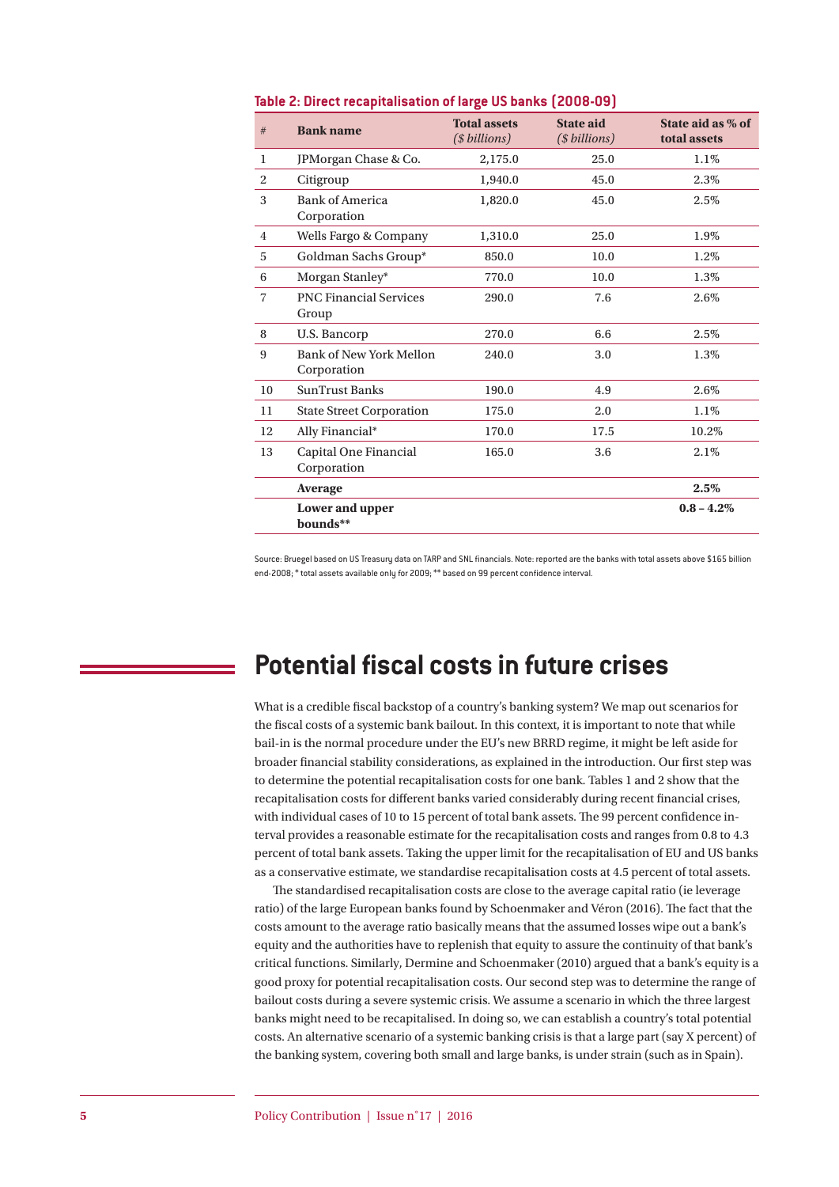**Table 2: Direct recapitalisation of large US banks (2008-09)**

| # | Bank name | Total assets (*$ billions*) | State aid (*$ billions*) | State aid as % of total assets |
|---|---|---|---|---|
| 1 | JPMorgan Chase & Co. | 2,175.0 | 25.0 | 1.1% |
| 2 | Citigroup | 1,940.0 | 45.0 | 2.3% |
| 3 | Bank of America Corporation | 1,820.0 | 45.0 | 2.5% |
| 4 | Wells Fargo & Company | 1,310.0 | 25.0 | 1.9% |
| 5 | Goldman Sachs Group* | 850.0 | 10.0 | 1.2% |
| 6 | Morgan Stanley* | 770.0 | 10.0 | 1.3% |
| 7 | PNC Financial Services Group | 290.0 | 7.6 | 2.6% |
| 8 | U.S. Bancorp | 270.0 | 6.6 | 2.5% |
| 9 | Bank of New York Mellon Corporation | 240.0 | 3.0 | 1.3% |
| 10 | SunTrust Banks | 190.0 | 4.9 | 2.6% |
| 11 | State Street Corporation | 175.0 | 2.0 | 1.1% |
| 12 | Ally Financial* | 170.0 | 17.5 | 10.2% |
| 13 | Capital One Financial Corporation | 165.0 | 3.6 | 2.1% |
| | **Average** | | | **2.5%** |
| | **Lower and upper bounds**** | | | **0.8 – 4.2%** |

Source: Bruegel based on US Treasury data on TARP and SNL financials. Note: reported are the banks with total assets above $165 billion end-2008; * total assets available only for 2009; ** based on 99 percent confidence interval.

## Potential fiscal costs in future crises

What is a credible fiscal backstop of a country's banking system? We map out scenarios for the fiscal costs of a systemic bank bailout. In this context, it is important to note that while bail-in is the normal procedure under the EU's new BRRD regime, it might be left aside for broader financial stability considerations, as explained in the introduction. Our first step was to determine the potential recapitalisation costs for one bank. Tables 1 and 2 show that the recapitalisation costs for different banks varied considerably during recent financial crises, with individual cases of 10 to 15 percent of total bank assets. The 99 percent confidence interval provides a reasonable estimate for the recapitalisation costs and ranges from 0.8 to 4.3 percent of total bank assets. Taking the upper limit for the recapitalisation of EU and US banks as a conservative estimate, we standardise recapitalisation costs at 4.5 percent of total assets.

The standardised recapitalisation costs are close to the average capital ratio (ie leverage ratio) of the large European banks found by Schoenmaker and Véron (2016). The fact that the costs amount to the average ratio basically means that the assumed losses wipe out a bank's equity and the authorities have to replenish that equity to assure the continuity of that bank's critical functions. Similarly, Dermine and Schoenmaker (2010) argued that a bank's equity is a good proxy for potential recapitalisation costs. Our second step was to determine the range of bailout costs during a severe systemic crisis. We assume a scenario in which the three largest banks might need to be recapitalised. In doing so, we can establish a country's total potential costs. An alternative scenario of a systemic banking crisis is that a large part (say X percent) of the banking system, covering both small and large banks, is under strain (such as in Spain).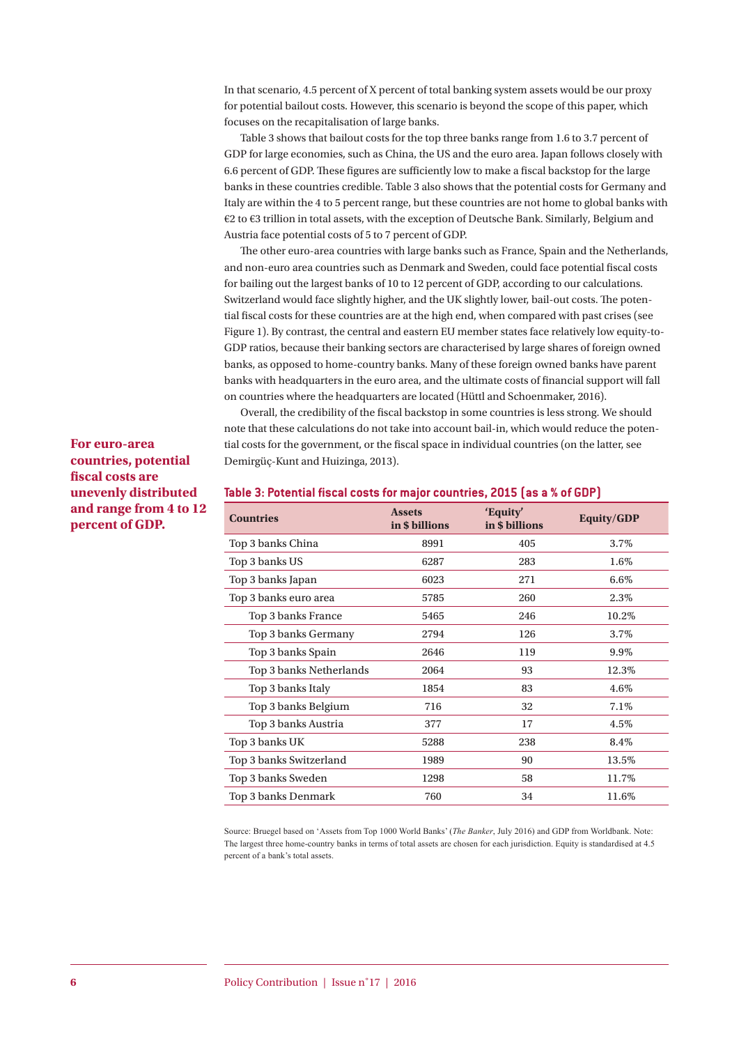In that scenario, 4.5 percent of X percent of total banking system assets would be our proxy for potential bailout costs. However, this scenario is beyond the scope of this paper, which focuses on the recapitalisation of large banks.

Table 3 shows that bailout costs for the top three banks range from 1.6 to 3.7 percent of GDP for large economies, such as China, the US and the euro area. Japan follows closely with 6.6 percent of GDP. These figures are sufficiently low to make a fiscal backstop for the large banks in these countries credible. Table 3 also shows that the potential costs for Germany and Italy are within the 4 to 5 percent range, but these countries are not home to global banks with €2 to €3 trillion in total assets, with the exception of Deutsche Bank. Similarly, Belgium and Austria face potential costs of 5 to 7 percent of GDP.

The other euro-area countries with large banks such as France, Spain and the Netherlands, and non-euro area countries such as Denmark and Sweden, could face potential fiscal costs for bailing out the largest banks of 10 to 12 percent of GDP, according to our calculations. Switzerland would face slightly higher, and the UK slightly lower, bail-out costs. The potential fiscal costs for these countries are at the high end, when compared with past crises (see Figure 1). By contrast, the central and eastern EU member states face relatively low equity-to-GDP ratios, because their banking sectors are characterised by large shares of foreign owned banks, as opposed to home-country banks. Many of these foreign owned banks have parent banks with headquarters in the euro area, and the ultimate costs of financial support will fall on countries where the headquarters are located (Hüttl and Schoenmaker, 2016).

Overall, the credibility of the fiscal backstop in some countries is less strong. We should note that these calculations do not take into account bail-in, which would reduce the potential costs for the government, or the fiscal space in individual countries (on the latter, see Demirgüç-Kunt and Huizinga, 2013).

**For euro-area countries, potential fiscal costs are unevenly distributed and range from 4 to 12 percent of GDP.**

**Table 3: Potential fiscal costs for major countries, 2015 (as a % of GDP)**

| Countries | Assets in $ billions | 'Equity' in $ billions | Equity/GDP |
|---|---|---|---|
| Top 3 banks China | 8991 | 405 | 3.7% |
| Top 3 banks US | 6287 | 283 | 1.6% |
| Top 3 banks Japan | 6023 | 271 | 6.6% |
| Top 3 banks euro area | 5785 | 260 | 2.3% |
| Top 3 banks France | 5465 | 246 | 10.2% |
| Top 3 banks Germany | 2794 | 126 | 3.7% |
| Top 3 banks Spain | 2646 | 119 | 9.9% |
| Top 3 banks Netherlands | 2064 | 93 | 12.3% |
| Top 3 banks Italy | 1854 | 83 | 4.6% |
| Top 3 banks Belgium | 716 | 32 | 7.1% |
| Top 3 banks Austria | 377 | 17 | 4.5% |
| Top 3 banks UK | 5288 | 238 | 8.4% |
| Top 3 banks Switzerland | 1989 | 90 | 13.5% |
| Top 3 banks Sweden | 1298 | 58 | 11.7% |
| Top 3 banks Denmark | 760 | 34 | 11.6% |

Source: Bruegel based on 'Assets from Top 1000 World Banks' (*The Banker*, July 2016) and GDP from Worldbank. Note: The largest three home-country banks in terms of total assets are chosen for each jurisdiction. Equity is standardised at 4.5 percent of a bank's total assets.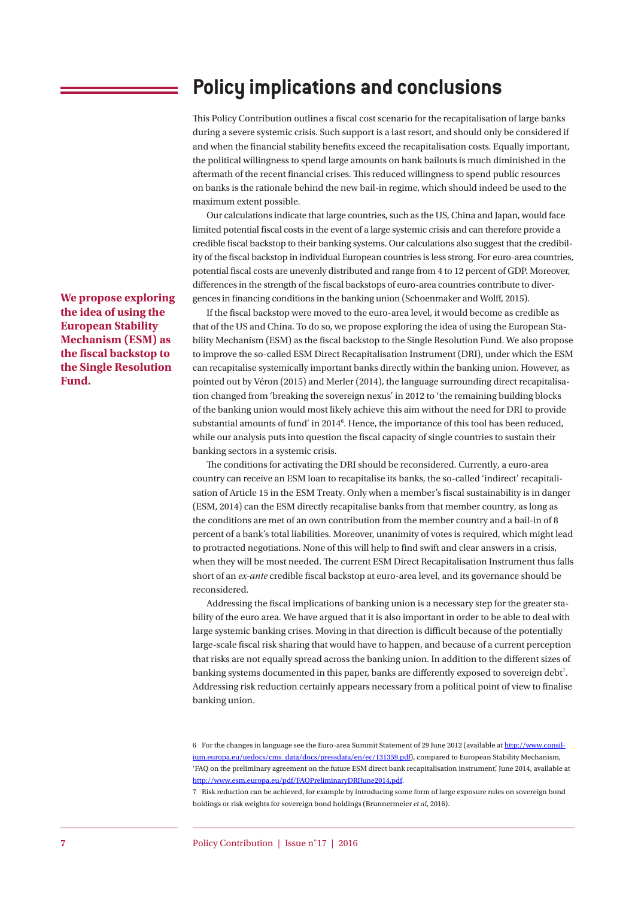## Policy implications and conclusions

This Policy Contribution outlines a fiscal cost scenario for the recapitalisation of large banks during a severe systemic crisis. Such support is a last resort, and should only be considered if and when the financial stability benefits exceed the recapitalisation costs. Equally important, the political willingness to spend large amounts on bank bailouts is much diminished in the aftermath of the recent financial crises. This reduced willingness to spend public resources on banks is the rationale behind the new bail-in regime, which should indeed be used to the maximum extent possible.

Our calculations indicate that large countries, such as the US, China and Japan, would face limited potential fiscal costs in the event of a large systemic crisis and can therefore provide a credible fiscal backstop to their banking systems. Our calculations also suggest that the credibility of the fiscal backstop in individual European countries is less strong. For euro-area countries, potential fiscal costs are unevenly distributed and range from 4 to 12 percent of GDP. Moreover, differences in the strength of the fiscal backstops of euro-area countries contribute to divergences in financing conditions in the banking union (Schoenmaker and Wolff, 2015).

**We propose exploring the idea of using the European Stability Mechanism (ESM) as the fiscal backstop to the Single Resolution Fund.**

If the fiscal backstop were moved to the euro-area level, it would become as credible as that of the US and China. To do so, we propose exploring the idea of using the European Stability Mechanism (ESM) as the fiscal backstop to the Single Resolution Fund. We also propose to improve the so-called ESM Direct Recapitalisation Instrument (DRI), under which the ESM can recapitalise systemically important banks directly within the banking union. However, as pointed out by Véron (2015) and Merler (2014), the language surrounding direct recapitalisation changed from 'breaking the sovereign nexus' in 2012 to 'the remaining building blocks of the banking union would most likely achieve this aim without the need for DRI to provide substantial amounts of fund' in 2014[6]. Hence, the importance of this tool has been reduced, while our analysis puts into question the fiscal capacity of single countries to sustain their banking sectors in a systemic crisis.

The conditions for activating the DRI should be reconsidered. Currently, a euro-area country can receive an ESM loan to recapitalise its banks, the so-called 'indirect' recapitalisation of Article 15 in the ESM Treaty. Only when a member's fiscal sustainability is in danger (ESM, 2014) can the ESM directly recapitalise banks from that member country, as long as the conditions are met of an own contribution from the member country and a bail-in of 8 percent of a bank's total liabilities. Moreover, unanimity of votes is required, which might lead to protracted negotiations. None of this will help to find swift and clear answers in a crisis, when they will be most needed. The current ESM Direct Recapitalisation Instrument thus falls short of an *ex-ante* credible fiscal backstop at euro-area level, and its governance should be reconsidered.

Addressing the fiscal implications of banking union is a necessary step for the greater stability of the euro area. We have argued that it is also important in order to be able to deal with large systemic banking crises. Moving in that direction is difficult because of the potentially large-scale fiscal risk sharing that would have to happen, and because of a current perception that risks are not equally spread across the banking union. In addition to the different sizes of banking systems documented in this paper, banks are differently exposed to sovereign debt[7]. Addressing risk reduction certainly appears necessary from a political point of view to finalise banking union.

6 For the changes in language see the Euro-area Summit Statement of 29 June 2012 (available at http://www.consilium.europa.eu/uedocs/cms_data/docs/pressdata/en/ec/131359.pdf), compared to European Stability Mechanism, 'FAQ on the preliminary agreement on the future ESM direct bank recapitalisation instrument', June 2014, available at http://www.esm.europa.eu/pdf/FAQPreliminaryDRIJune2014.pdf.

7 Risk reduction can be achieved, for example by introducing some form of large exposure rules on sovereign bond holdings or risk weights for sovereign bond holdings (Brunnermeier *et al*, 2016).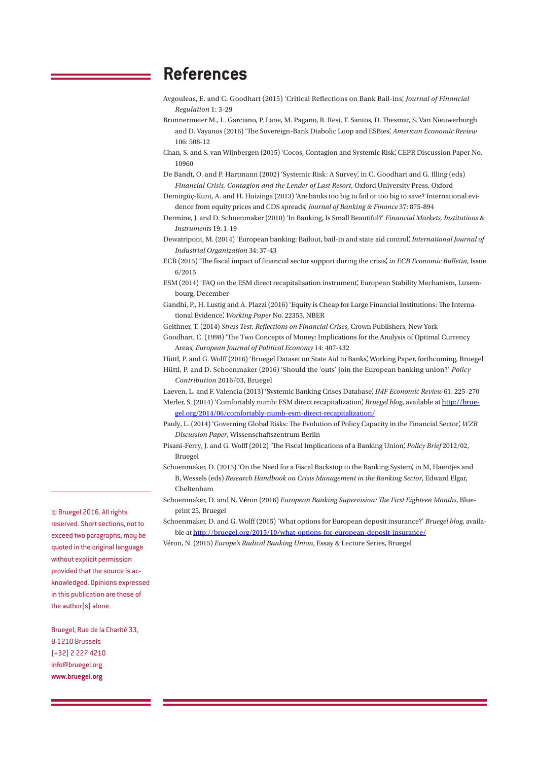# References

Avgouleas, E. and C. Goodhart (2015) 'Critical Reflections on Bank Bail-ins', *Journal of Financial Regulation* 1: 3-29

Brunnermeier M., L. Garciano, P. Lane, M. Pagano, R. Resi, T. Santos, D. Thesmar, S. Van Nieuwerburgh and D. Vayanos (2016) 'The Sovereign-Bank Diabolic Loop and ESBies', *American Economic Review* 106: 508-12

Chan, S. and S. van Wijnbergen (2015) 'Cocos, Contagion and Systemic Risk', CEPR Discussion Paper No. 10960

De Bandt, O. and P. Hartmann (2002) 'Systemic Risk: A Survey', in C. Goodhart and G. Illing (eds) *Financial Crisis, Contagion and the Lender of Last Resort*, Oxford University Press, Oxford

Demirgüç-Kunt, A. and H. Huizinga (2013) 'Are banks too big to fail or too big to save? International evidence from equity prices and CDS spreads', *Journal of Banking & Finance* 37: 875-894

Dermine, J. and D. Schoenmaker (2010) 'In Banking, Is Small Beautiful?' *Financial Markets, Institutions & Instruments* 19: 1-19

Dewatripont, M. (2014) 'European banking: Bailout, bail-in and state aid control', *International Journal of Industrial Organization* 34: 37-43

ECB (2015) 'The fiscal impact of financial sector support during the crisis', *in ECB Economic Bulletin*, Issue 6/2015

ESM (2014) 'FAQ on the ESM direct recapitalisation instrument', European Stability Mechanism, Luxembourg, December

Gandhi, P., H. Lustig and A. Plazzi (2016) 'Equity is Cheap for Large Financial Institutions: The International Evidence', *Working Paper* No. 22355, NBER

Geithner, T. (2014) *Stress Test: Reflections on Financial Crises*, Crown Publishers, New York

Goodhart, C. (1998) 'The Two Concepts of Money: Implications for the Analysis of Optimal Currency Areas', *European Journal of Political Economy* 14: 407-432

Hüttl, P. and G. Wolff (2016) 'Bruegel Dataset on State Aid to Banks', Working Paper, forthcoming, Bruegel

Hüttl, P. and D. Schoenmaker (2016) 'Should the 'outs' join the European banking union?' *Policy Contribution* 2016/03, Bruegel

Laeven, L. and F. Valencia (2013) 'Systemic Banking Crises Database', *IMF Economic Review* 61: 225–270

Merler, S. (2014) 'Comfortably numb: ESM direct recapitalization', *Bruegel blog*, available at http://bruegel.org/2014/06/comfortably-numb-esm-direct-recapitalization/

Pauly, L. (2014) 'Governing Global Risks: The Evolution of Policy Capacity in the Financial Sector', *WZB Discussion Paper*, Wissenschaftszentrum Berlin

Pisani-Ferry, J. and G. Wolff (2012) 'The Fiscal Implications of a Banking Union', *Policy Brief* 2012/02, Bruegel

Schoenmaker, D. (2015) 'On the Need for a Fiscal Backstop to the Banking System', in M, Haentjes and B, Wessels (eds) *Research Handbook on Crisis Management in the Banking Sector*, Edward Elgar, Cheltenham

Schoenmaker, D. and N. Véron (2016) *European Banking Supervision: The First Eighteen Months*, Blueprint 25, Bruegel

Schoenmaker, D. and G. Wolff (2015) 'What options for European deposit insurance?' *Bruegel blog*, available at http://bruegel.org/2015/10/what-options-for-european-deposit-insurance/

Véron, N. (2015) *Europe's Radical Banking Union*, Essay & Lecture Series, Bruegel

© Bruegel 2016. All rights reserved. Short sections, not to exceed two paragraphs, may be quoted in the original language without explicit permission provided that the source is acknowledged. Opinions expressed in this publication are those of the author(s) alone.

Bruegel, Rue de la Charité 33,
B-1210 Brussels
(+32) 2 227 4210
info@bruegel.org
**www.bruegel.org**